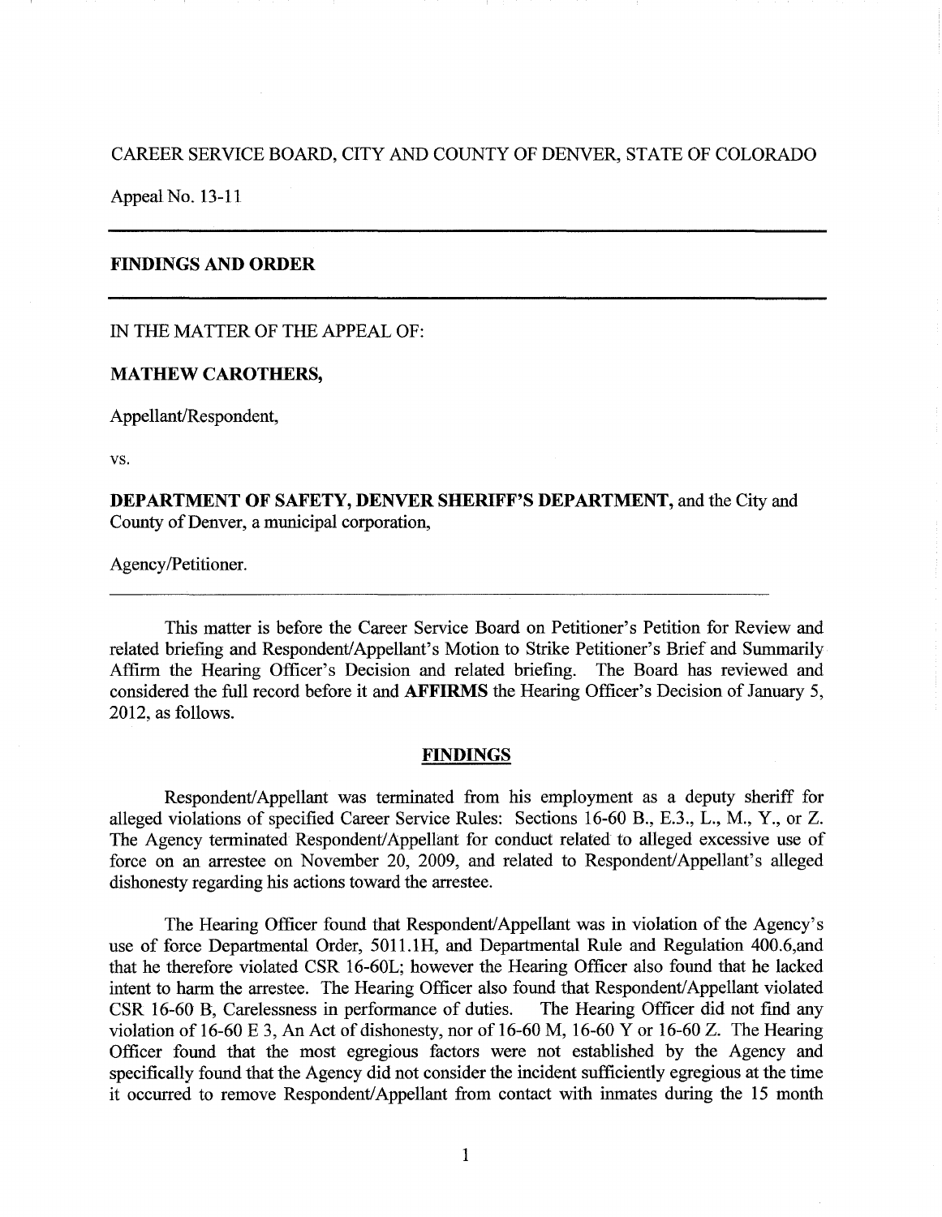CAREER SERVICE BOARD, CITY AND COUNTY OF DENVER, STATE OF COLORADO

Appeal No. 13-11

---

**FINDINGS AND ORDER**

---

IN THE MATTER OF THE APPEAL OF:

**MATHEW CAROTHERS,**

Appellant/Respondent,

vs.

**DEPARTMENT OF SAFETY, DENVER SHERIFF'S DEPARTMENT,** and the City and County of Denver, a municipal corporation,

Agency/Petitioner.

---

This matter is before the Career Service Board on Petitioner's Petition for Review and related briefing and Respondent/Appellant's Motion to Strike Petitioner's Brief and Summarily Affirm the Hearing Officer's Decision and related briefing. The Board has reviewed and considered the full record before it and **AFFIRMS** the Hearing Officer's Decision of January 5, 2012, as follows.

## FINDINGS

Respondent/Appellant was terminated from his employment as a deputy sheriff for alleged violations of specified Career Service Rules: Sections 16-60 B., E.3., L., M., Y., or Z. The Agency terminated Respondent/Appellant for conduct related to alleged excessive use of force on an arrestee on November 20, 2009, and related to Respondent/Appellant's alleged dishonesty regarding his actions toward the arrestee.

The Hearing Officer found that Respondent/Appellant was in violation of the Agency's use of force Departmental Order, 5011.1H, and Departmental Rule and Regulation 400.6,and that he therefore violated CSR 16-60L; however the Hearing Officer also found that he lacked intent to harm the arrestee. The Hearing Officer also found that Respondent/Appellant violated CSR 16-60 B, Carelessness in performance of duties. The Hearing Officer did not find any violation of 16-60 E 3, An Act of dishonesty, nor of 16-60 M, 16-60 Y or 16-60 Z. The Hearing Officer found that the most egregious factors were not established by the Agency and specifically found that the Agency did not consider the incident sufficiently egregious at the time it occurred to remove Respondent/Appellant from contact with inmates during the 15 month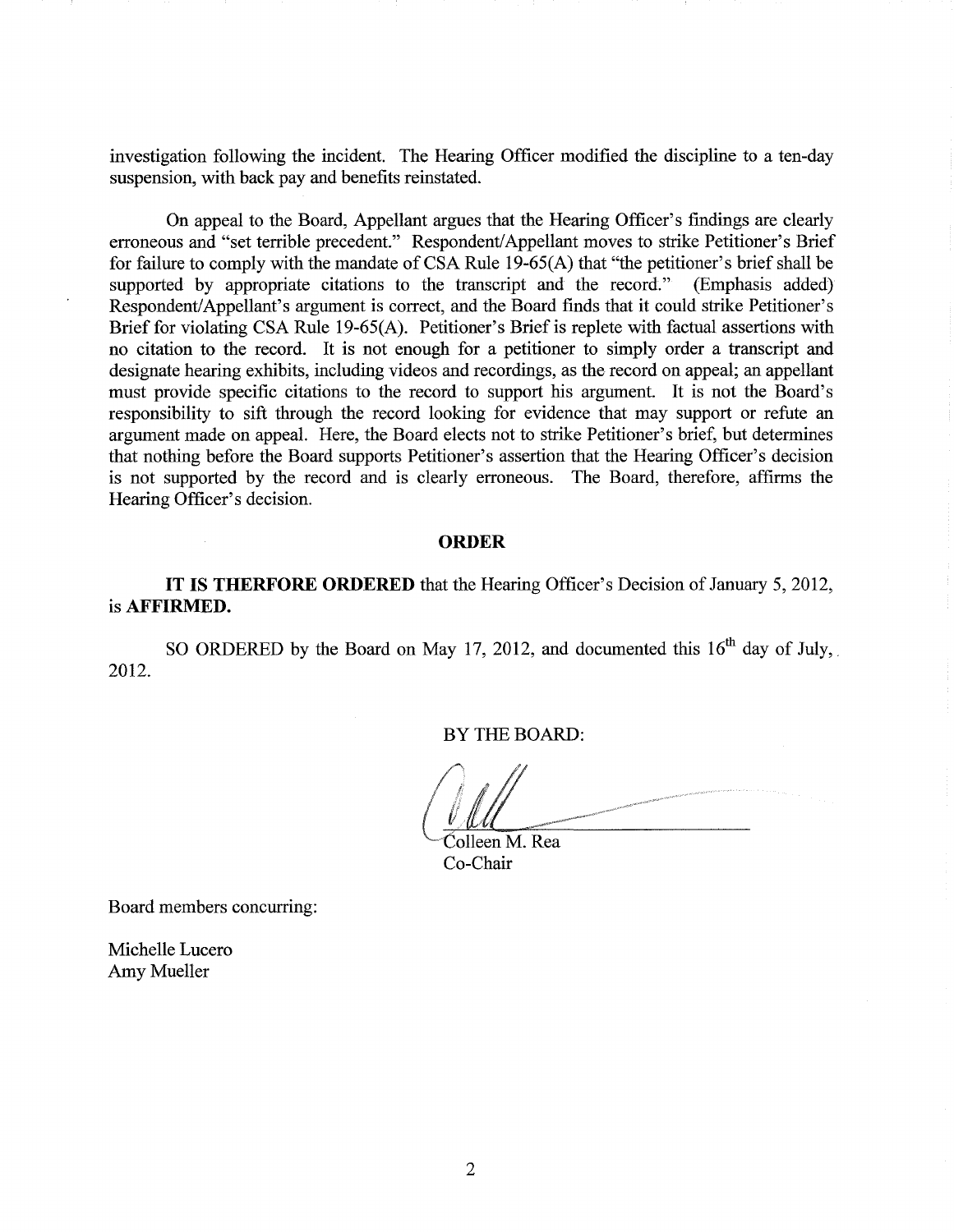investigation following the incident. The Hearing Officer modified the discipline to a ten-day suspension, with back pay and benefits reinstated.

On appeal to the Board, Appellant argues that the Hearing Officer's findings are clearly erroneous and "set terrible precedent." Respondent/Appellant moves to strike Petitioner's Brief for failure to comply with the mandate of CSA Rule 19-65(A) that "the petitioner's brief shall be supported by appropriate citations to the transcript and the record." (Emphasis added) Respondent/Appellant's argument is correct, and the Board finds that it could strike Petitioner's Brief for violating CSA Rule 19-65(A). Petitioner's Brief is replete with factual assertions with no citation to the record. It is not enough for a petitioner to simply order a transcript and designate hearing exhibits, including videos and recordings, as the record on appeal; an appellant must provide specific citations to the record to support his argument. It is not the Board's responsibility to sift through the record looking for evidence that may support or refute an argument made on appeal. Here, the Board elects not to strike Petitioner's brief, but determines that nothing before the Board supports Petitioner's assertion that the Hearing Officer's decision is not supported by the record and is clearly erroneous. The Board, therefore, affirms the Hearing Officer's decision.

## ORDER

**IT IS THERFORE ORDERED** that the Hearing Officer's Decision of January 5, 2012, is **AFFIRMED.**

SO ORDERED by the Board on May 17, 2012, and documented this 16th day of July, 2012.

BY THE BOARD:

Colleen M. Rea
Co-Chair

Board members concurring:

Michelle Lucero
Amy Mueller